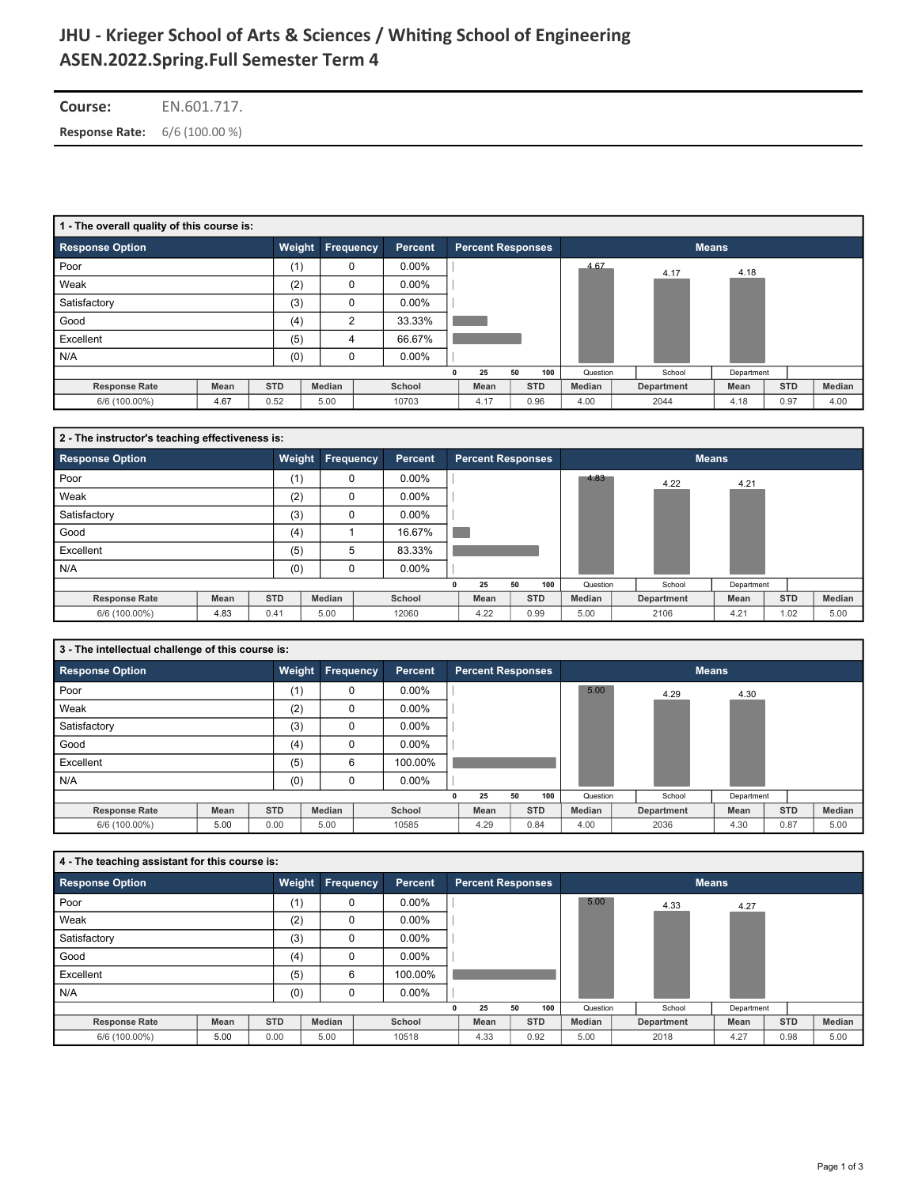# JHU - Krieger School of Arts & Sciences / Whiting School of Engineering
## ASEN.2022.Spring.Full Semester Term 4

**Course:** EN.601.717.

**Response Rate:** 6/6 (100.00 %)

### 1 - The overall quality of this course is:

| Response Option | Weight | Frequency | Percent |
|---|---|---|---|
| Poor | (1) | 0 | 0.00% |
| Weak | (2) | 0 | 0.00% |
| Satisfactory | (3) | 0 | 0.00% |
| Good | (4) | 2 | 33.33% |
| Excellent | (5) | 4 | 66.67% |
| N/A | (0) | 0 | 0.00% |

Means: Question 4.67, School 4.17, Department 4.18

| Response Rate | Mean | STD | Median | School | Mean | STD | Median | Department | Mean | STD | Median |
|---|---|---|---|---|---|---|---|---|---|---|---|
| 6/6 (100.00%) | 4.67 | 0.52 | 5.00 | 10703 | 4.17 | 0.96 | 4.00 | 2044 | 4.18 | 0.97 | 4.00 |

### 2 - The instructor's teaching effectiveness is:

| Response Option | Weight | Frequency | Percent |
|---|---|---|---|
| Poor | (1) | 0 | 0.00% |
| Weak | (2) | 0 | 0.00% |
| Satisfactory | (3) | 0 | 0.00% |
| Good | (4) | 1 | 16.67% |
| Excellent | (5) | 5 | 83.33% |
| N/A | (0) | 0 | 0.00% |

Means: Question 4.83, School 4.22, Department 4.21

| Response Rate | Mean | STD | Median | School | Mean | STD | Median | Department | Mean | STD | Median |
|---|---|---|---|---|---|---|---|---|---|---|---|
| 6/6 (100.00%) | 4.83 | 0.41 | 5.00 | 12060 | 4.22 | 0.99 | 5.00 | 2106 | 4.21 | 1.02 | 5.00 |

### 3 - The intellectual challenge of this course is:

| Response Option | Weight | Frequency | Percent |
|---|---|---|---|
| Poor | (1) | 0 | 0.00% |
| Weak | (2) | 0 | 0.00% |
| Satisfactory | (3) | 0 | 0.00% |
| Good | (4) | 0 | 0.00% |
| Excellent | (5) | 6 | 100.00% |
| N/A | (0) | 0 | 0.00% |

Means: Question 5.00, School 4.29, Department 4.30

| Response Rate | Mean | STD | Median | School | Mean | STD | Median | Department | Mean | STD | Median |
|---|---|---|---|---|---|---|---|---|---|---|---|
| 6/6 (100.00%) | 5.00 | 0.00 | 5.00 | 10585 | 4.29 | 0.84 | 4.00 | 2036 | 4.30 | 0.87 | 5.00 |

### 4 - The teaching assistant for this course is:

| Response Option | Weight | Frequency | Percent |
|---|---|---|---|
| Poor | (1) | 0 | 0.00% |
| Weak | (2) | 0 | 0.00% |
| Satisfactory | (3) | 0 | 0.00% |
| Good | (4) | 0 | 0.00% |
| Excellent | (5) | 6 | 100.00% |
| N/A | (0) | 0 | 0.00% |

Means: Question 5.00, School 4.33, Department 4.27

| Response Rate | Mean | STD | Median | School | Mean | STD | Median | Department | Mean | STD | Median |
|---|---|---|---|---|---|---|---|---|---|---|---|
| 6/6 (100.00%) | 5.00 | 0.00 | 5.00 | 10518 | 4.33 | 0.92 | 5.00 | 2018 | 4.27 | 0.98 | 5.00 |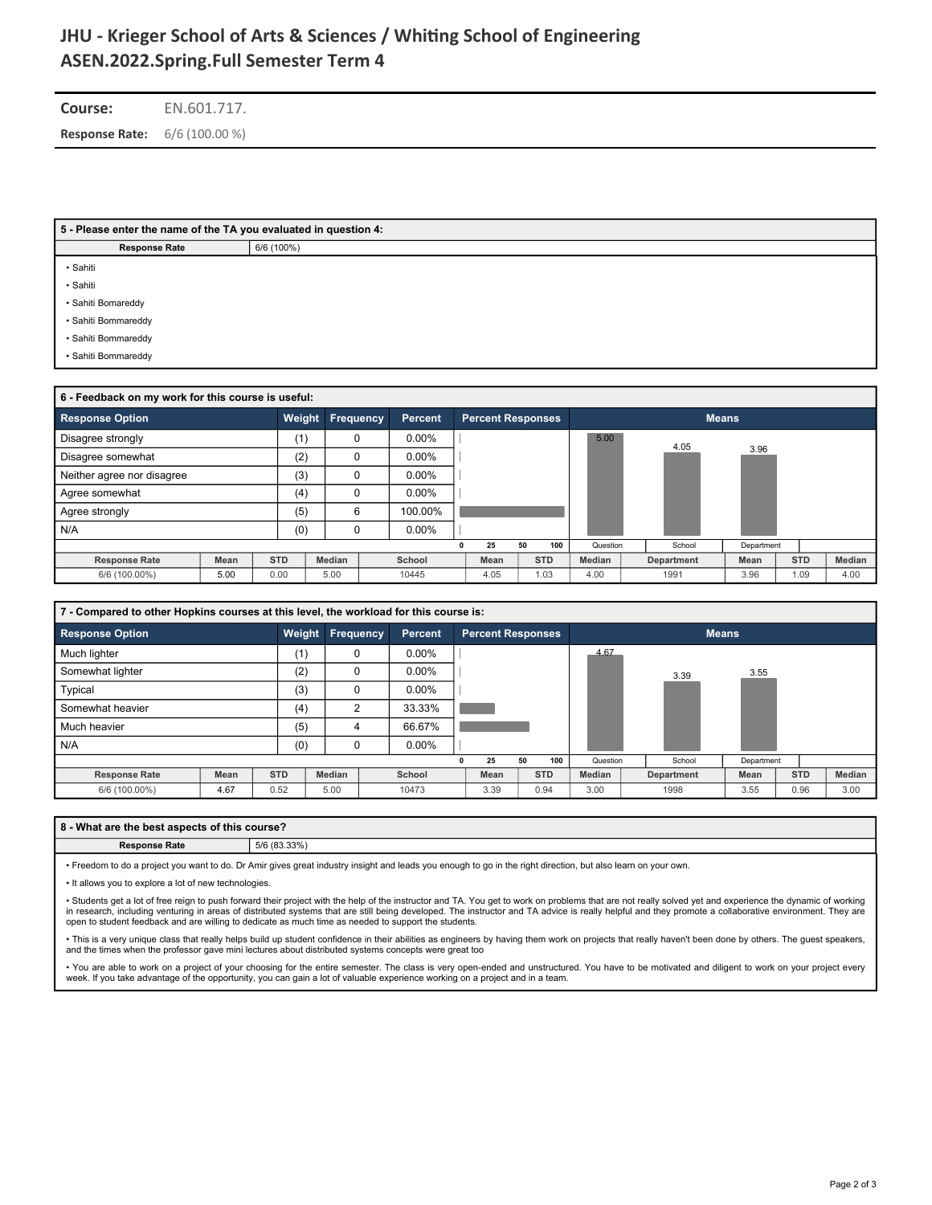# JHU - Krieger School of Arts & Sciences / Whiting School of Engineering
## ASEN.2022.Spring.Full Semester Term 4

**Course:** EN.601.717.

**Response Rate:** 6/6 (100.00 %)

---

### 5 - Please enter the name of the TA you evaluated in question 4:

| Response Rate | 6/6 (100%) |
|---|---|

- Sahiti
- Sahiti
- Sahiti Bomareddy
- Sahiti Bommareddy
- Sahiti Bommareddy
- Sahiti Bommareddy

### 6 - Feedback on my work for this course is useful:

| Response Option | Weight | Frequency | Percent |
|---|---|---|---|
| Disagree strongly | (1) | 0 | 0.00% |
| Disagree somewhat | (2) | 0 | 0.00% |
| Neither agree nor disagree | (3) | 0 | 0.00% |
| Agree somewhat | (4) | 0 | 0.00% |
| Agree strongly | (5) | 6 | 100.00% |
| N/A | (0) | 0 | 0.00% |

Means: Question 5.00, School 4.05, Department 3.96

| Response Rate | Mean | STD | Median | School | Mean | STD | Median | Department | Mean | STD | Median |
|---|---|---|---|---|---|---|---|---|---|---|---|
| 6/6 (100.00%) | 5.00 | 0.00 | 5.00 | 10445 | 4.05 | 1.03 | 4.00 | 1991 | 3.96 | 1.09 | 4.00 |

### 7 - Compared to other Hopkins courses at this level, the workload for this course is:

| Response Option | Weight | Frequency | Percent |
|---|---|---|---|
| Much lighter | (1) | 0 | 0.00% |
| Somewhat lighter | (2) | 0 | 0.00% |
| Typical | (3) | 0 | 0.00% |
| Somewhat heavier | (4) | 2 | 33.33% |
| Much heavier | (5) | 4 | 66.67% |
| N/A | (0) | 0 | 0.00% |

Means: Question 4.67, School 3.39, Department 3.55

| Response Rate | Mean | STD | Median | School | Mean | STD | Median | Department | Mean | STD | Median |
|---|---|---|---|---|---|---|---|---|---|---|---|
| 6/6 (100.00%) | 4.67 | 0.52 | 5.00 | 10473 | 3.39 | 0.94 | 3.00 | 1998 | 3.55 | 0.96 | 3.00 |

### 8 - What are the best aspects of this course?

| Response Rate | 5/6 (83.33%) |
|---|---|

- Freedom to do a project you want to do. Dr Amir gives great industry insight and leads you enough to go in the right direction, but also learn on your own.
- It allows you to explore a lot of new technologies.
- Students get a lot of free reign to push forward their project with the help of the instructor and TA. You get to work on problems that are not really solved yet and experience the dynamic of working in research, including venturing in areas of distributed systems that are still being developed. The instructor and TA advice is really helpful and they promote a collaborative environment. They are open to student feedback and are willing to dedicate as much time as needed to support the students.
- This is a very unique class that really helps build up student confidence in their abilities as engineers by having them work on projects that really haven't been done by others. The guest speakers, and the times when the professor gave mini lectures about distributed systems concepts were great too
- You are able to work on a project of your choosing for the entire semester. The class is very open-ended and unstructured. You have to be motivated and diligent to work on your project every week. If you take advantage of the opportunity, you can gain a lot of valuable experience working on a project and in a team.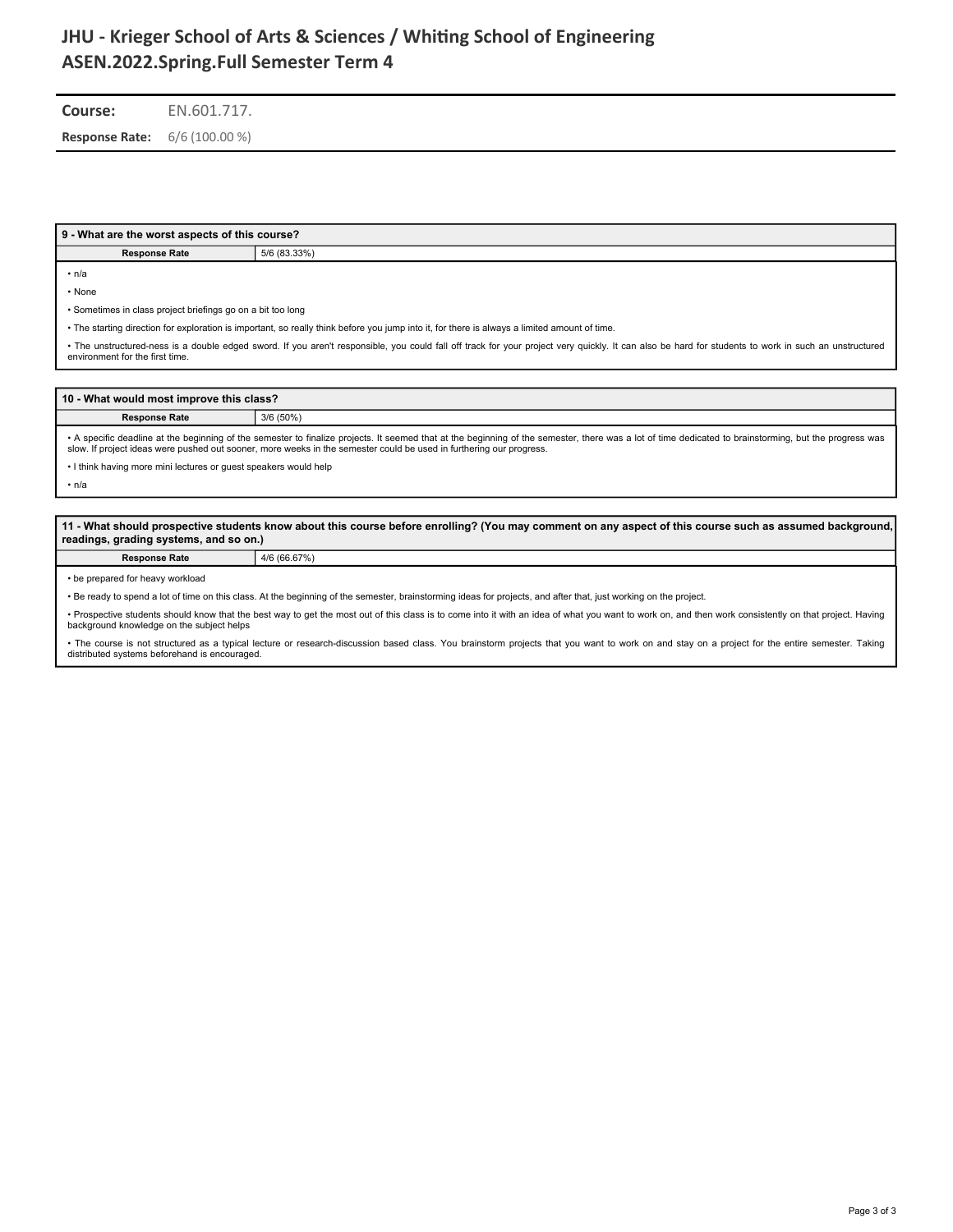# JHU - Krieger School of Arts & Sciences / Whiting School of Engineering
## ASEN.2022.Spring.Full Semester Term 4

**Course:** EN.601.717.

**Response Rate:** 6/6 (100.00 %)

### 9 - What are the worst aspects of this course?

| Response Rate | 5/6 (83.33%) |
| --- | --- |

- n/a
- None
- Sometimes in class project briefings go on a bit too long
- The starting direction for exploration is important, so really think before you jump into it, for there is always a limited amount of time.
- The unstructured-ness is a double edged sword. If you aren't responsible, you could fall off track for your project very quickly. It can also be hard for students to work in such an unstructured environment for the first time.

### 10 - What would most improve this class?

| Response Rate | 3/6 (50%) |
| --- | --- |

- A specific deadline at the beginning of the semester to finalize projects. It seemed that at the beginning of the semester, there was a lot of time dedicated to brainstorming, but the progress was slow. If project ideas were pushed out sooner, more weeks in the semester could be used in furthering our progress.
- I think having more mini lectures or guest speakers would help
- n/a

### 11 - What should prospective students know about this course before enrolling? (You may comment on any aspect of this course such as assumed background, readings, grading systems, and so on.)

| Response Rate | 4/6 (66.67%) |
| --- | --- |

- be prepared for heavy workload
- Be ready to spend a lot of time on this class. At the beginning of the semester, brainstorming ideas for projects, and after that, just working on the project.
- Prospective students should know that the best way to get the most out of this class is to come into it with an idea of what you want to work on, and then work consistently on that project. Having background knowledge on the subject helps
- The course is not structured as a typical lecture or research-discussion based class. You brainstorm projects that you want to work on and stay on a project for the entire semester. Taking distributed systems beforehand is encouraged.